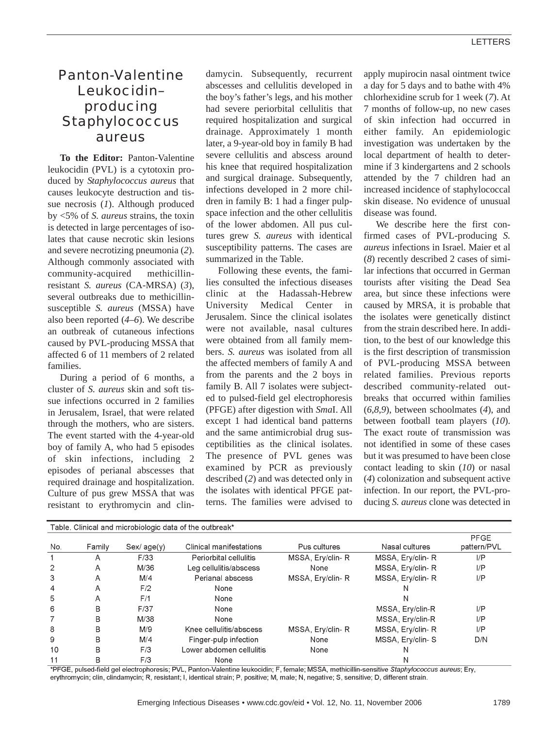# Panton-Valentine Leukocidin–producing Staphylococcus aureus

**To the Editor:** Panton-Valentine leukocidin (PVL) is a cytotoxin produced by *Staphylococcus aureus* that causes leukocyte destruction and tissue necrosis (*1*). Although produced by <5% of *S. aureus* strains, the toxin is detected in large percentages of isolates that cause necrotic skin lesions and severe necrotizing pneumonia (*2*). Although commonly associated with community-acquired methicillin-resistant *S. aureus* (CA-MRSA) (*3*), several outbreaks due to methicillin-susceptible *S. aureus* (MSSA) have also been reported (*4–6*). We describe an outbreak of cutaneous infections caused by PVL-producing MSSA that affected 6 of 11 members of 2 related families.

During a period of 6 months, a cluster of *S. aureus* skin and soft tissue infections occurred in 2 families in Jerusalem, Israel, that were related through the mothers, who are sisters. The event started with the 4-year-old boy of family A, who had 5 episodes of skin infections, including 2 episodes of perianal abscesses that required drainage and hospitalization. Culture of pus grew MSSA that was resistant to erythromycin and clindamycin. Subsequently, recurrent abscesses and cellulitis developed in the boy's father's legs, and his mother had severe periorbital cellulitis that required hospitalization and surgical drainage. Approximately 1 month later, a 9-year-old boy in family B had severe cellulitis and abscess around his knee that required hospitalization and surgical drainage. Subsequently, infections developed in 2 more children in family B: 1 had a finger pulp-space infection and the other cellulitis of the lower abdomen. All pus cultures grew *S. aureus* with identical susceptibility patterns. The cases are summarized in the Table.

Following these events, the families consulted the infectious diseases clinic at the Hadassah-Hebrew University Medical Center in Jerusalem. Since the clinical isolates were not available, nasal cultures were obtained from all family members. *S. aureus* was isolated from all the affected members of family A and from the parents and the 2 boys in family B. All 7 isolates were subjected to pulsed-field gel electrophoresis (PFGE) after digestion with *Sma*I. All except 1 had identical band patterns and the same antimicrobial drug susceptibilities as the clinical isolates. The presence of PVL genes was examined by PCR as previously described (*2*) and was detected only in the isolates with identical PFGE patterns. The families were advised to apply mupirocin nasal ointment twice a day for 5 days and to bathe with 4% chlorhexidine scrub for 1 week (*7*). At 7 months of follow-up, no new cases of skin infection had occurred in either family. An epidemiologic investigation was undertaken by the local department of health to determine if 3 kindergartens and 2 schools attended by the 7 children had an increased incidence of staphylococcal skin disease. No evidence of unusual disease was found.

We describe here the first confirmed cases of PVL-producing *S. aureus* infections in Israel. Maier et al (*8*) recently described 2 cases of similar infections that occurred in German tourists after visiting the Dead Sea area, but since these infections were caused by MRSA, it is probable that the isolates were genetically distinct from the strain described here. In addition, to the best of our knowledge this is the first description of transmission of PVL-producing MSSA between related families. Previous reports described community-related outbreaks that occurred within families (*6,8,9*), between schoolmates (*4*), and between football team players (*10*). The exact route of transmission was not identified in some of these cases but it was presumed to have been close contact leading to skin (*10*) or nasal (*4*) colonization and subsequent active infection. In our report, the PVL-producing *S. aureus* clone was detected in

Table. Clinical and microbiologic data of the outbreak*

| No. | Family | Sex/ age(y) | Clinical manifestations | Pus cultures | Nasal cultures | PFGE pattern/PVL |
|---|---|---|---|---|---|---|
| 1 | A | F/33 | Periorbital cellulitis | MSSA, Ery/clin- R | MSSA, Ery/clin- R | I/P |
| 2 | A | M/36 | Leg cellulitis/abscess | None | MSSA, Ery/clin- R | I/P |
| 3 | A | M/4 | Perianal abscess | MSSA, Ery/clin- R | MSSA, Ery/clin- R | I/P |
| 4 | A | F/2 | None | | N | |
| 5 | A | F/1 | None | | N | |
| 6 | B | F/37 | None | | MSSA, Ery/clin-R | I/P |
| 7 | B | M/38 | None | | MSSA, Ery/clin-R | I/P |
| 8 | B | M/9 | Knee cellulitis/abscess | MSSA, Ery/clin- R | MSSA, Ery/clin- R | I/P |
| 9 | B | M/4 | Finger-pulp infection | None | MSSA, Ery/clin- S | D/N |
| 10 | B | F/3 | Lower abdomen cellulitis | None | N | |
| 11 | B | F/3 | None | | N | |

*PFGE, pulsed-field gel electrophoresis; PVL, Panton-Valentine leukocidin; F, female; MSSA, methicillin-sensitive *Staphylococcus aureus*; Ery, erythromycin; clin, clindamycin; R, resistant; I, identical strain; P, positive; M, male; N, negative; S, sensitive; D, different strain.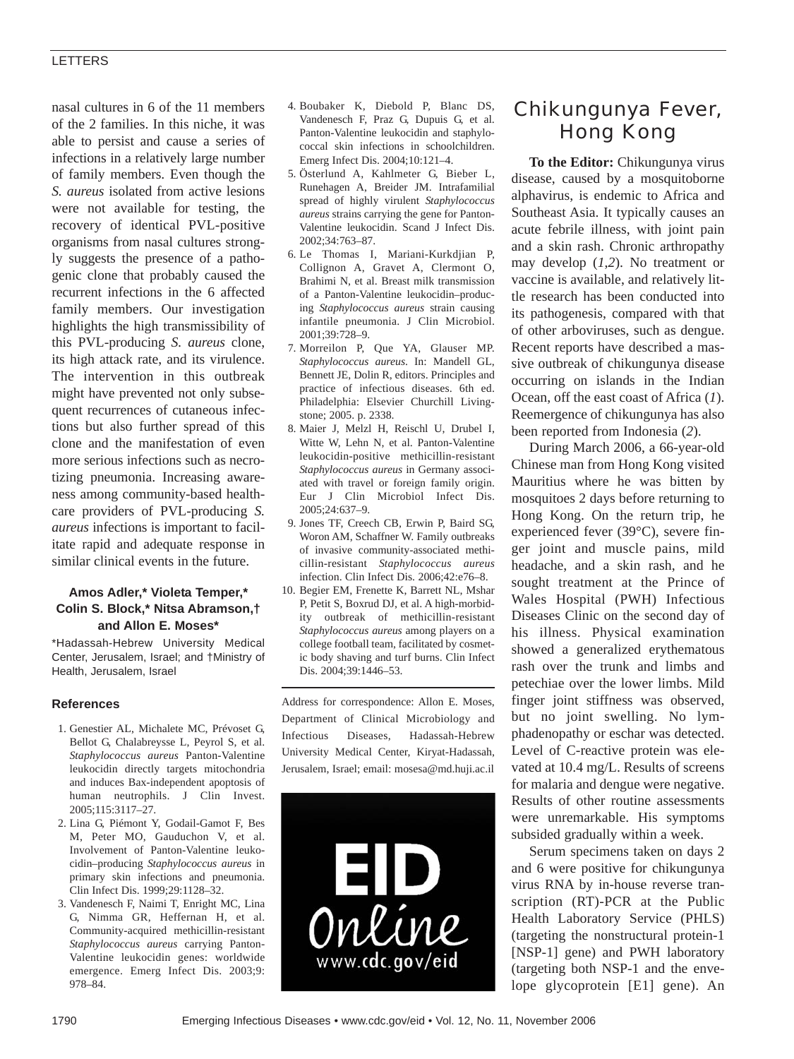nasal cultures in 6 of the 11 members of the 2 families. In this niche, it was able to persist and cause a series of infections in a relatively large number of family members. Even though the *S. aureus* isolated from active lesions were not available for testing, the recovery of identical PVL-positive organisms from nasal cultures strongly suggests the presence of a pathogenic clone that probably caused the recurrent infections in the 6 affected family members. Our investigation highlights the high transmissibility of this PVL-producing *S. aureus* clone, its high attack rate, and its virulence. The intervention in this outbreak might have prevented not only subsequent recurrences of cutaneous infections but also further spread of this clone and the manifestation of even more serious infections such as necrotizing pneumonia. Increasing awareness among community-based healthcare providers of PVL-producing *S. aureus* infections is important to facilitate rapid and adequate response in similar clinical events in the future.

**Amos Adler,\* Violeta Temper,\* Colin S. Block,\* Nitsa Abramson,† and Allon E. Moses\***

\*Hadassah-Hebrew University Medical Center, Jerusalem, Israel; and †Ministry of Health, Jerusalem, Israel

### References

1. Genestier AL, Michalete MC, Prévoset G, Bellot G, Chalabreysse L, Peyrol S, et al. *Staphylococcus aureus* Panton-Valentine leukocidin directly targets mitochondria and induces Bax-independent apoptosis of human neutrophils. J Clin Invest. 2005;115:3117–27.
2. Lina G, Piémont Y, Godail-Gamot F, Bes M, Peter MO, Gauduchon V, et al. Involvement of Panton-Valentine leukocidin–producing *Staphylococcus aureus* in primary skin infections and pneumonia. Clin Infect Dis. 1999;29:1128–32.
3. Vandenesch F, Naimi T, Enright MC, Lina G, Nimma GR, Heffernan H, et al. Community-acquired methicillin-resistant *Staphylococcus aureus* carrying Panton-Valentine leukocidin genes: worldwide emergence. Emerg Infect Dis. 2003;9:978–84.
4. Boubaker K, Diebold P, Blanc DS, Vandenesch F, Praz G, Dupuis G, et al. Panton-Valentine leukocidin and staphylococcal skin infections in schoolchildren. Emerg Infect Dis. 2004;10:121–4.
5. Österlund A, Kahlmeter G, Bieber L, Runehagen A, Breider JM. Intrafamilial spread of highly virulent *Staphylococcus aureus* strains carrying the gene for Panton-Valentine leukocidin. Scand J Infect Dis. 2002;34:763–87.
6. Le Thomas I, Mariani-Kurkdjian P, Collignon A, Gravet A, Clermont O, Brahimi N, et al. Breast milk transmission of a Panton-Valentine leukocidin–producing *Staphylococcus aureus* strain causing infantile pneumonia. J Clin Microbiol. 2001;39:728–9.
7. Morreilon P, Que YA, Glauser MP. *Staphylococcus aureus*. In: Mandell GL, Bennett JE, Dolin R, editors. Principles and practice of infectious diseases. 6th ed. Philadelphia: Elsevier Churchill Livingstone; 2005. p. 2338.
8. Maier J, Melzl H, Reischl U, Drubel I, Witte W, Lehn N, et al. Panton-Valentine leukocidin-positive methicillin-resistant *Staphylococcus aureus* in Germany associated with travel or foreign family origin. Eur J Clin Microbiol Infect Dis. 2005;24:637–9.
9. Jones TF, Creech CB, Erwin P, Baird SG, Woron AM, Schaffner W. Family outbreaks of invasive community-associated methicillin-resistant *Staphylococcus aureus* infection. Clin Infect Dis. 2006;42:e76–8.
10. Begier EM, Frenette K, Barrett NL, Mshar P, Petit S, Boxrud DJ, et al. A high-morbidity outbreak of methicillin-resistant *Staphylococcus aureus* among players on a college football team, facilitated by cosmetic body shaving and turf burns. Clin Infect Dis. 2004;39:1446–53.

Address for correspondence: Allon E. Moses, Department of Clinical Microbiology and Infectious Diseases, Hadassah-Hebrew University Medical Center, Kiryat-Hadassah, Jerusalem, Israel; email: mosesa@md.huji.ac.il

EID Online
www.cdc.gov/eid

# Chikungunya Fever, Hong Kong

**To the Editor:** Chikungunya virus disease, caused by a mosquitoborne alphavirus, is endemic to Africa and Southeast Asia. It typically causes an acute febrile illness, with joint pain and a skin rash. Chronic arthropathy may develop (*1*,*2*). No treatment or vaccine is available, and relatively little research has been conducted into its pathogenesis, compared with that of other arboviruses, such as dengue. Recent reports have described a massive outbreak of chikungunya disease occurring on islands in the Indian Ocean, off the east coast of Africa (*1*). Reemergence of chikungunya has also been reported from Indonesia (*2*).

During March 2006, a 66-year-old Chinese man from Hong Kong visited Mauritius where he was bitten by mosquitoes 2 days before returning to Hong Kong. On the return trip, he experienced fever (39°C), severe finger joint and muscle pains, mild headache, and a skin rash, and he sought treatment at the Prince of Wales Hospital (PWH) Infectious Diseases Clinic on the second day of his illness. Physical examination showed a generalized erythematous rash over the trunk and limbs and petechiae over the lower limbs. Mild finger joint stiffness was observed, but no joint swelling. No lymphadenopathy or eschar was detected. Level of C-reactive protein was elevated at 10.4 mg/L. Results of screens for malaria and dengue were negative. Results of other routine assessments were unremarkable. His symptoms subsided gradually within a week.

Serum specimens taken on days 2 and 6 were positive for chikungunya virus RNA by in-house reverse transcription (RT)-PCR at the Public Health Laboratory Service (PHLS) (targeting the nonstructural protein-1 [NSP-1] gene) and PWH laboratory (targeting both NSP-1 and the envelope glycoprotein [E1] gene). An